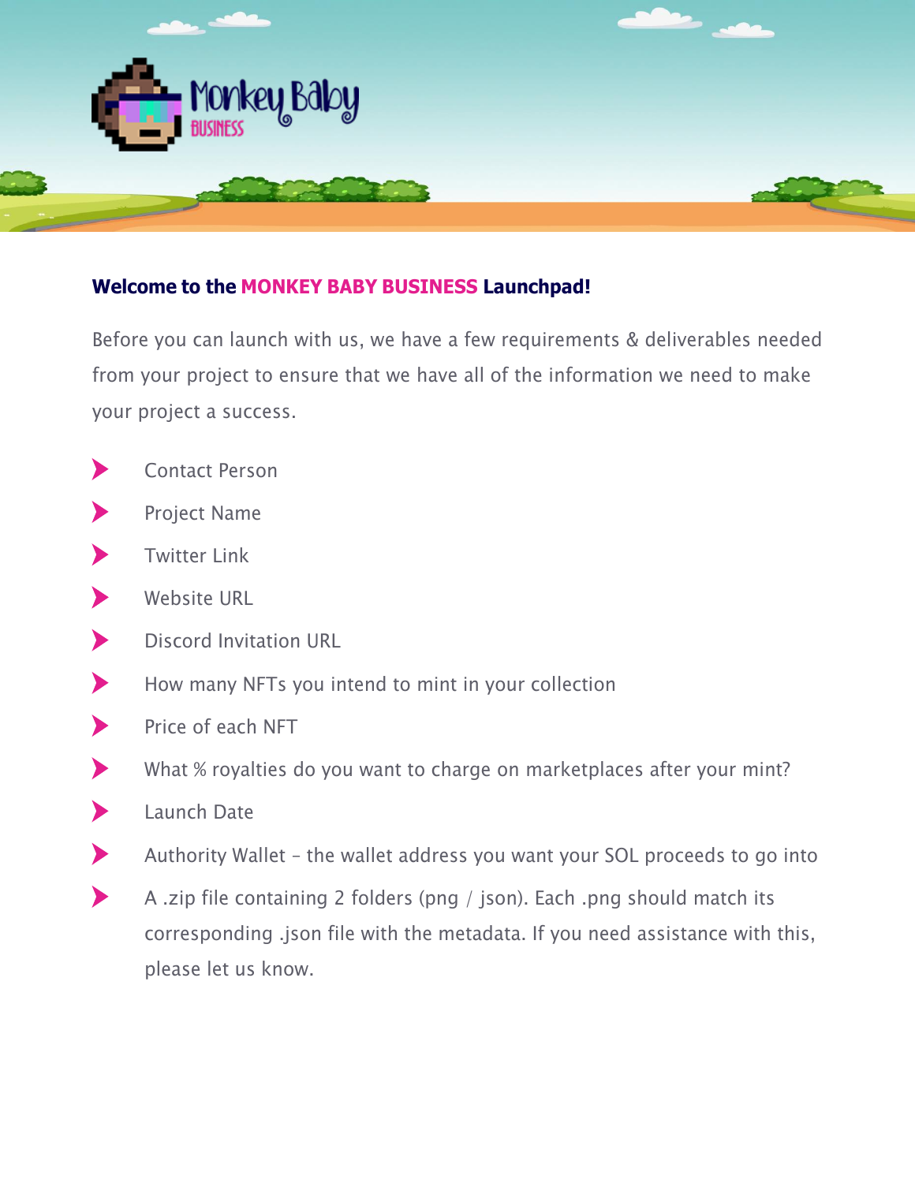**Welcome to the MONKEY BABY BUSINESS Launchpad!**

Before you can launch with us, we have a few requirements & deliverables needed from your project to ensure that we have all of the information we need to make your project a success.

- Contact Person
- Project Name
- Twitter Link
- Website URL
- Discord Invitation URL
- How many NFTs you intend to mint in your collection
- Price of each NFT
- What % royalties do you want to charge on marketplaces after your mint?
- Launch Date
- Authority Wallet – the wallet address you want your SOL proceeds to go into
- A .zip file containing 2 folders (png / json). Each .png should match its corresponding .json file with the metadata. If you need assistance with this, please let us know.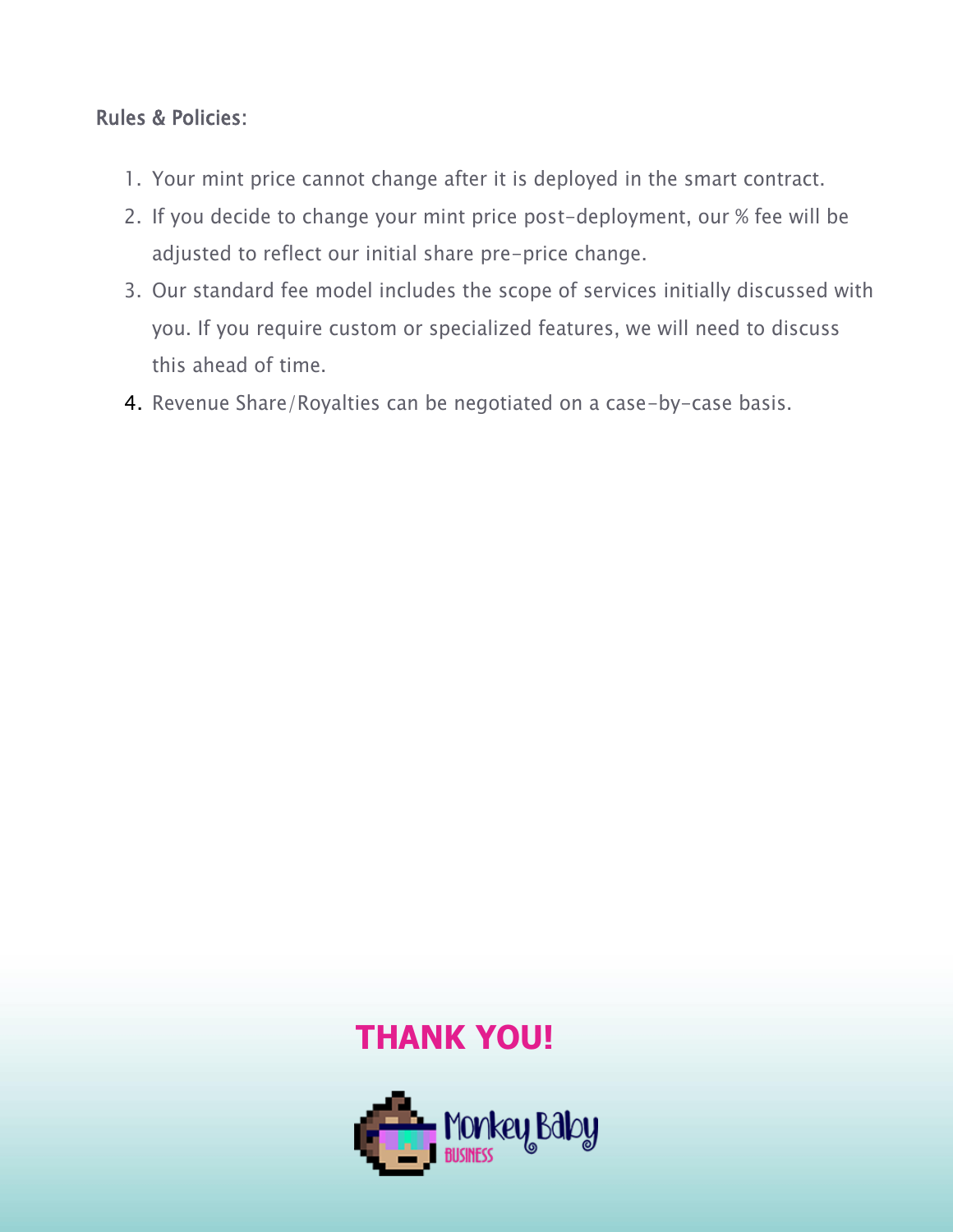Rules & Policies:

1. Your mint price cannot change after it is deployed in the smart contract.
2. If you decide to change your mint price post-deployment, our % fee will be adjusted to reflect our initial share pre-price change.
3. Our standard fee model includes the scope of services initially discussed with you. If you require custom or specialized features, we will need to discuss this ahead of time.
4. Revenue Share/Royalties can be negotiated on a case-by-case basis.

**THANK YOU!**

Monkey Baby BUSINESS